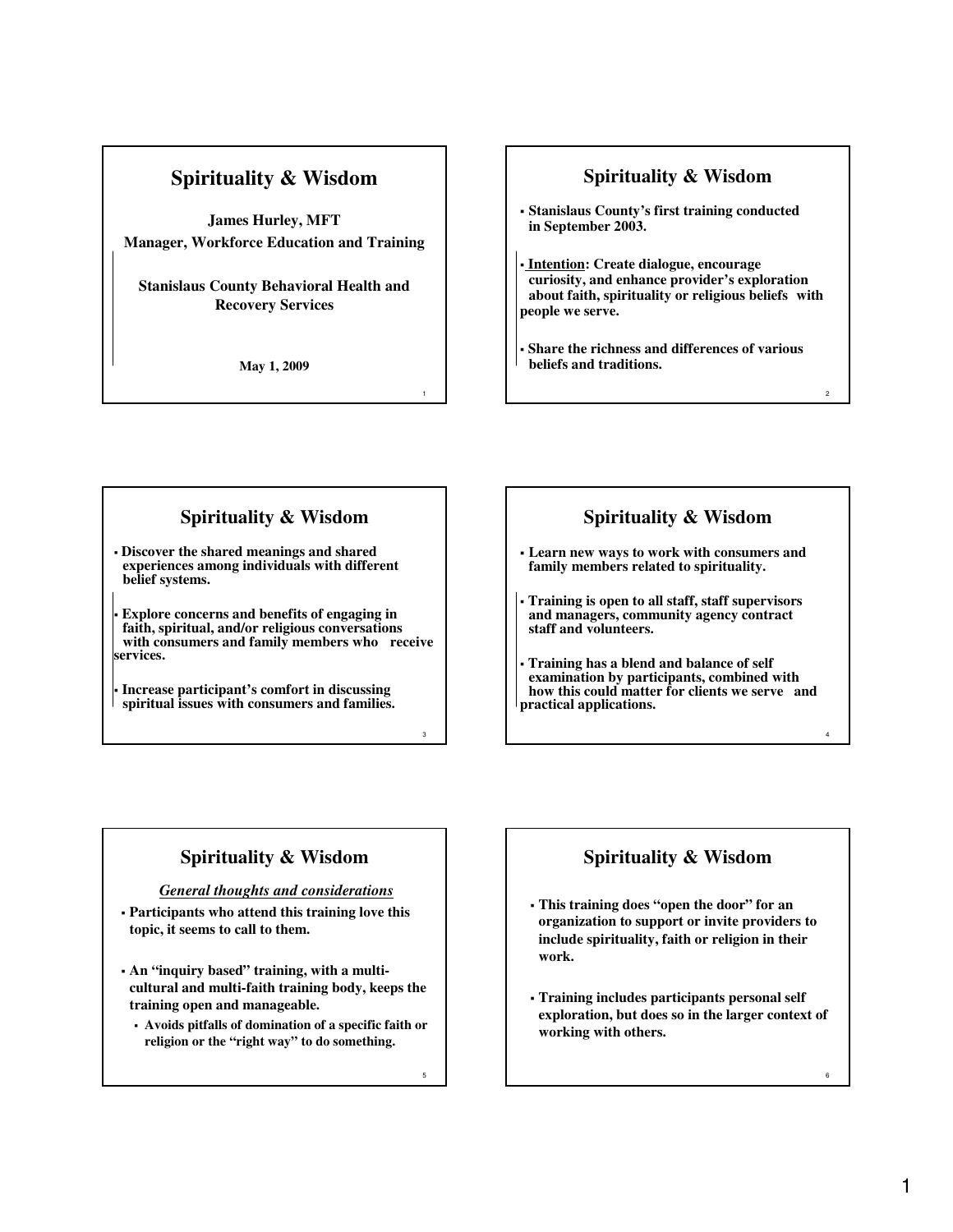# Spirituality & Wisdom

**James Hurley, MFT**

**Manager, Workforce Education and Training**

**Stanislaus County Behavioral Health and Recovery Services**

**May 1, 2009**

## Spirituality & Wisdom

- **Stanislaus County's first training conducted in September 2003.**
- **<u>Intention</u>: Create dialogue, encourage curiosity, and enhance provider's exploration about faith, spirituality or religious beliefs with people we serve.**
- **Share the richness and differences of various beliefs and traditions.**

## Spirituality & Wisdom

- **Discover the shared meanings and shared experiences among individuals with different belief systems.**
- **Explore concerns and benefits of engaging in faith, spiritual, and/or religious conversations with consumers and family members who receive services.**
- **Increase participant's comfort in discussing spiritual issues with consumers and families.**

## Spirituality & Wisdom

- **Learn new ways to work with consumers and family members related to spirituality.**
- **Training is open to all staff, staff supervisors and managers, community agency contract staff and volunteers.**
- **Training has a blend and balance of self examination by participants, combined with how this could matter for clients we serve and practical applications.**

## Spirituality & Wisdom

***<u>General thoughts and considerations</u>***

- **Participants who attend this training love this topic, it seems to call to them.**
- **An "inquiry based" training, with a multi-cultural and multi-faith training body, keeps the training open and manageable.**
  - **Avoids pitfalls of domination of a specific faith or religion or the "right way" to do something.**

## Spirituality & Wisdom

- **This training does "open the door" for an organization to support or invite providers to include spirituality, faith or religion in their work.**
- **Training includes participants personal self exploration, but does so in the larger context of working with others.**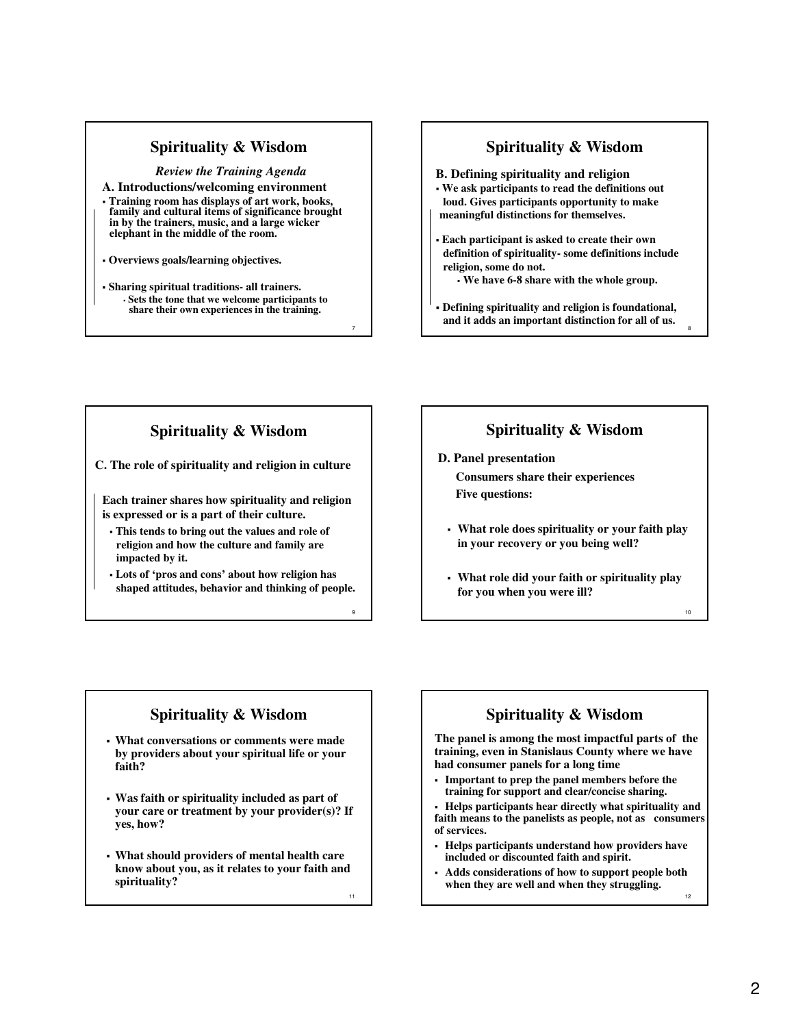## Spirituality & Wisdom

*Review the Training Agenda*

**A. Introductions/welcoming environment**

- **Training room has displays of art work, books, family and cultural items of significance brought in by the trainers, music, and a large wicker elephant in the middle of the room.**
- **Overviews goals/learning objectives.**
- **Sharing spiritual traditions- all trainers.**
  - **Sets the tone that we welcome participants to share their own experiences in the training.**

## Spirituality & Wisdom

**B. Defining spirituality and religion**

- **We ask participants to read the definitions out loud. Gives participants opportunity to make meaningful distinctions for themselves.**
- **Each participant is asked to create their own definition of spirituality- some definitions include religion, some do not.**
  - **We have 6-8 share with the whole group.**
- **Defining spirituality and religion is foundational, and it adds an important distinction for all of us.**

## Spirituality & Wisdom

**C. The role of spirituality and religion in culture**

**Each trainer shares how spirituality and religion is expressed or is a part of their culture.**

- **This tends to bring out the values and role of religion and how the culture and family are impacted by it.**
- **Lots of 'pros and cons' about how religion has shaped attitudes, behavior and thinking of people.**

## Spirituality & Wisdom

**D. Panel presentation**

**Consumers share their experiences**

**Five questions:**

- **What role does spirituality or your faith play in your recovery or you being well?**
- **What role did your faith or spirituality play for you when you were ill?**

## Spirituality & Wisdom

- **What conversations or comments were made by providers about your spiritual life or your faith?**
- **Was faith or spirituality included as part of your care or treatment by your provider(s)? If yes, how?**
- **What should providers of mental health care know about you, as it relates to your faith and spirituality?**

## Spirituality & Wisdom

**The panel is among the most impactful parts of the training, even in Stanislaus County where we have had consumer panels for a long time**

- **Important to prep the panel members before the training for support and clear/concise sharing.**
- **Helps participants hear directly what spirituality and faith means to the panelists as people, not as consumers of services.**
- **Helps participants understand how providers have included or discounted faith and spirit.**
- **Adds considerations of how to support people both when they are well and when they struggling.**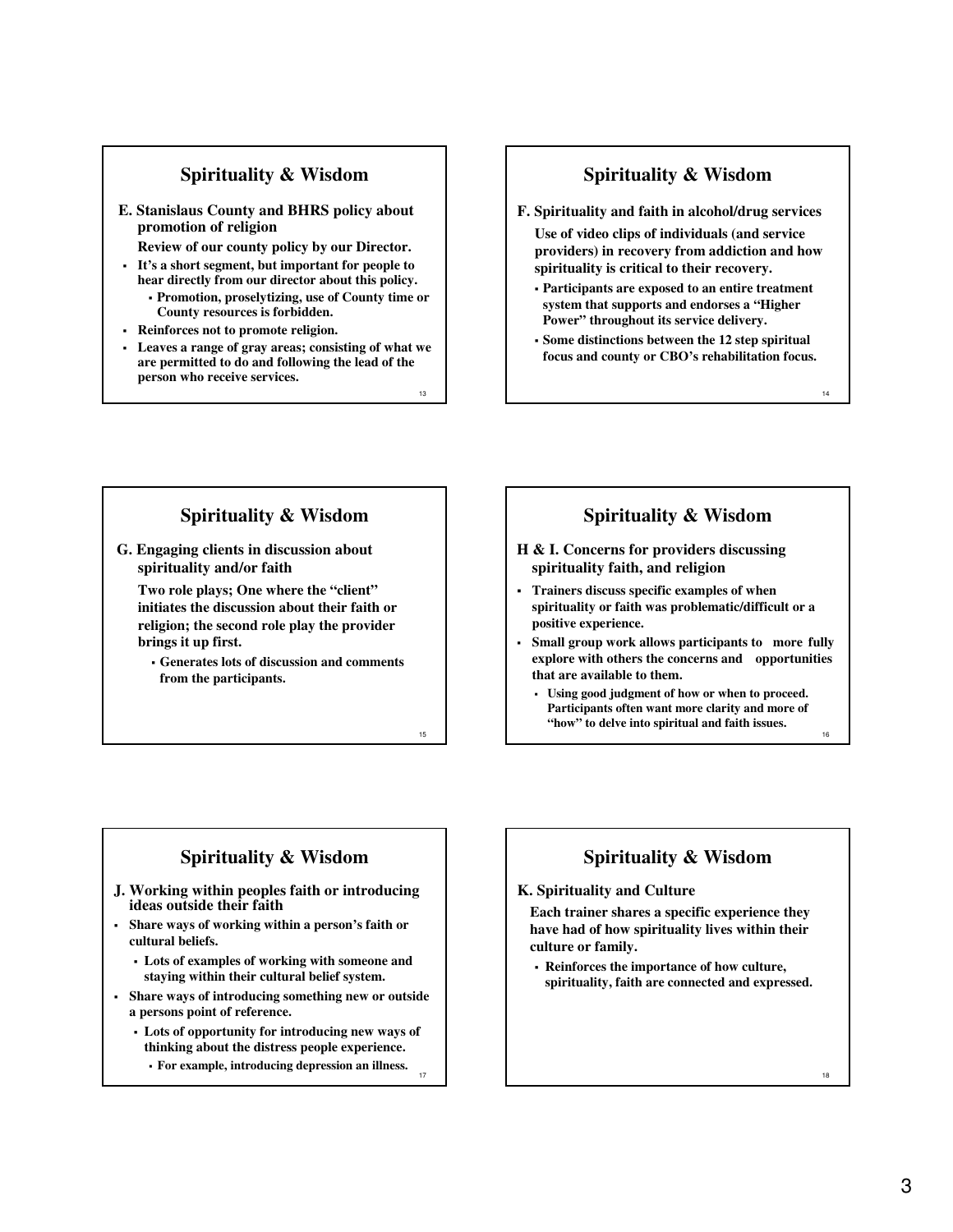## Spirituality & Wisdom

**E. Stanislaus County and BHRS policy about promotion of religion**

**Review of our county policy by our Director.**

- **It's a short segment, but important for people to hear directly from our director about this policy.**
  - **Promotion, proselytizing, use of County time or County resources is forbidden.**
- **Reinforces not to promote religion.**
- **Leaves a range of gray areas; consisting of what we are permitted to do and following the lead of the person who receive services.**

## Spirituality & Wisdom

**F. Spirituality and faith in alcohol/drug services**

**Use of video clips of individuals (and service providers) in recovery from addiction and how spirituality is critical to their recovery.**

- **Participants are exposed to an entire treatment system that supports and endorses a "Higher Power" throughout its service delivery.**
- **Some distinctions between the 12 step spiritual focus and county or CBO's rehabilitation focus.**

## Spirituality & Wisdom

**G. Engaging clients in discussion about spirituality and/or faith**

**Two role plays; One where the "client" initiates the discussion about their faith or religion; the second role play the provider brings it up first.**

- **Generates lots of discussion and comments from the participants.**

## Spirituality & Wisdom

**H & I. Concerns for providers discussing spirituality faith, and religion**

- **Trainers discuss specific examples of when spirituality or faith was problematic/difficult or a positive experience.**
- **Small group work allows participants to more fully explore with others the concerns and opportunities that are available to them.**
  - **Using good judgment of how or when to proceed. Participants often want more clarity and more of "how" to delve into spiritual and faith issues.**

## Spirituality & Wisdom

**J. Working within peoples faith or introducing ideas outside their faith**

- **Share ways of working within a person's faith or cultural beliefs.**
  - **Lots of examples of working with someone and staying within their cultural belief system.**
- **Share ways of introducing something new or outside a persons point of reference.**
  - **Lots of opportunity for introducing new ways of thinking about the distress people experience.**
    - **For example, introducing depression an illness.**

## Spirituality & Wisdom

**K. Spirituality and Culture**

**Each trainer shares a specific experience they have had of how spirituality lives within their culture or family.**

- **Reinforces the importance of how culture, spirituality, faith are connected and expressed.**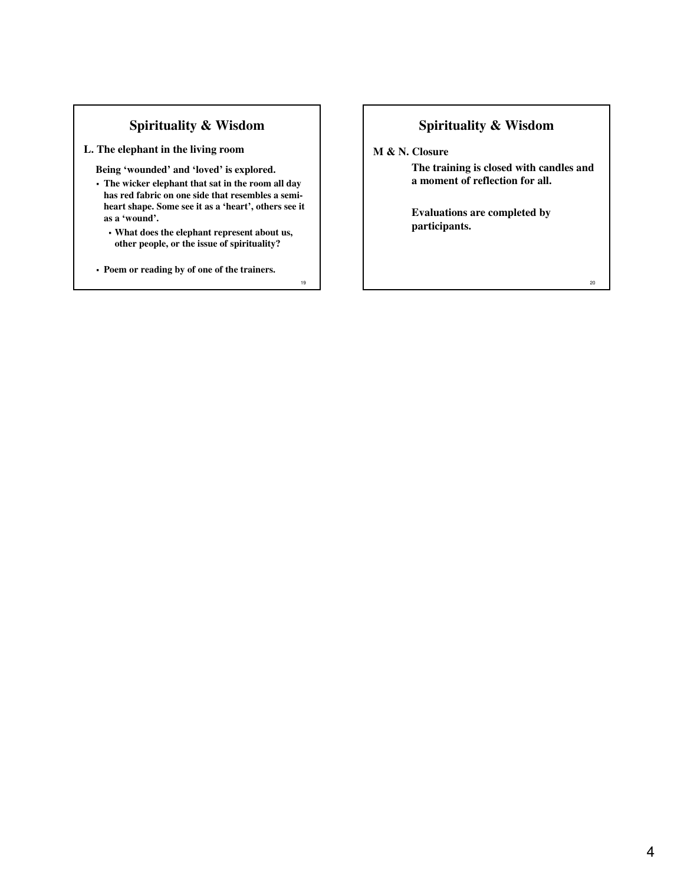## Spirituality & Wisdom

**L. The elephant in the living room**

**Being 'wounded' and 'loved' is explored.**

- **The wicker elephant that sat in the room all day has red fabric on one side that resembles a semi-heart shape. Some see it as a 'heart', others see it as a 'wound'.**
  - **What does the elephant represent about us, other people, or the issue of spirituality?**
- **Poem or reading by of one of the trainers.**

## Spirituality & Wisdom

**M & N. Closure**

**The training is closed with candles and a moment of reflection for all.**

**Evaluations are completed by participants.**